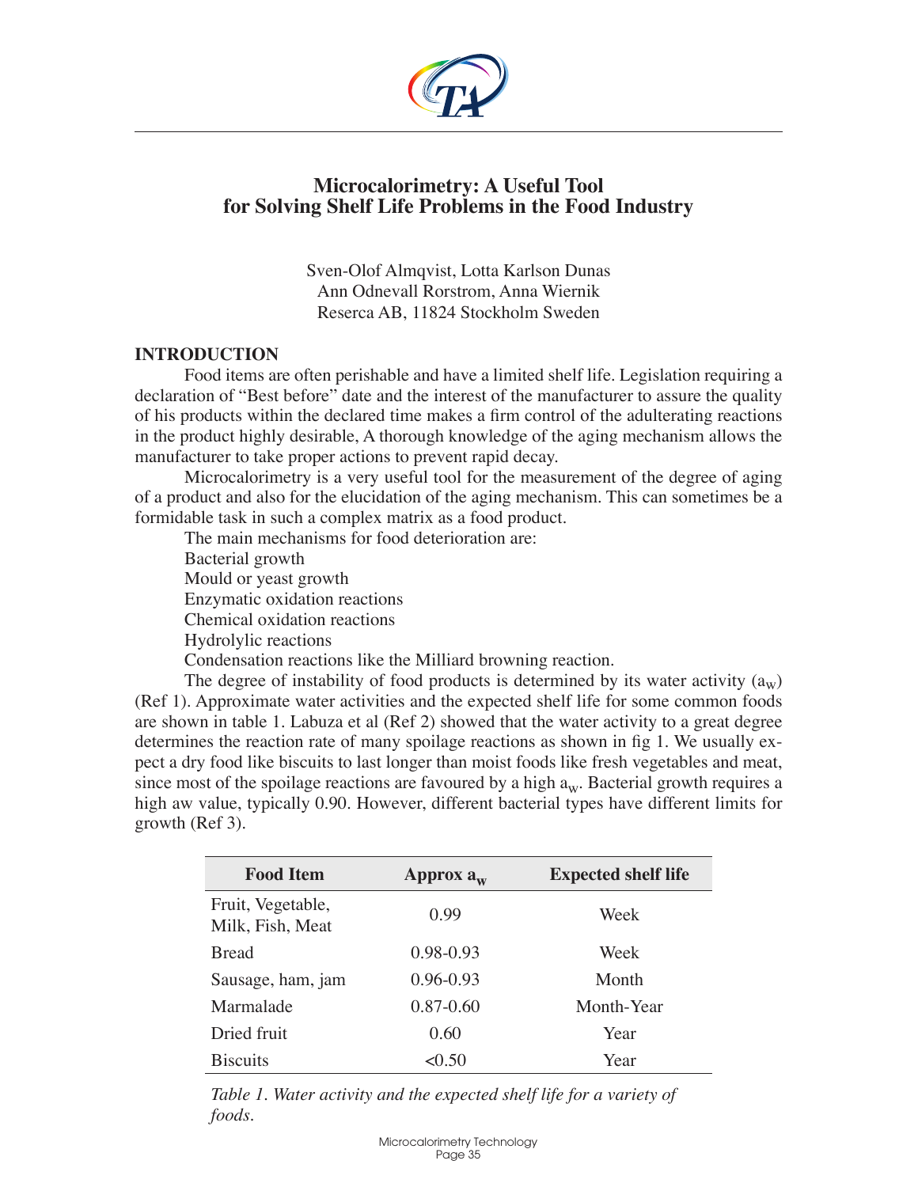# Microcalorimetry: A Useful Tool for Solving Shelf Life Problems in the Food Industry

Sven-Olof Almqvist, Lotta Karlson Dunas
Ann Odnevall Rorstrom, Anna Wiernik
Reserca AB, 11824 Stockholm Sweden

## INTRODUCTION

Food items are often perishable and have a limited shelf life. Legislation requiring a declaration of "Best before" date and the interest of the manufacturer to assure the quality of his products within the declared time makes a firm control of the adulterating reactions in the product highly desirable, A thorough knowledge of the aging mechanism allows the manufacturer to take proper actions to prevent rapid decay.

Microcalorimetry is a very useful tool for the measurement of the degree of aging of a product and also for the elucidation of the aging mechanism. This can sometimes be a formidable task in such a complex matrix as a food product.

The main mechanisms for food deterioration are:

Bacterial growth
Mould or yeast growth
Enzymatic oxidation reactions
Chemical oxidation reactions
Hydrolylic reactions
Condensation reactions like the Milliard browning reaction.

The degree of instability of food products is determined by its water activity ($a_w$) (Ref 1). Approximate water activities and the expected shelf life for some common foods are shown in table 1. Labuza et al (Ref 2) showed that the water activity to a great degree determines the reaction rate of many spoilage reactions as shown in fig 1. We usually expect a dry food like biscuits to last longer than moist foods like fresh vegetables and meat, since most of the spoilage reactions are favoured by a high $a_w$. Bacterial growth requires a high aw value, typically 0.90. However, different bacterial types have different limits for growth (Ref 3).

| Food Item | Approx $a_w$ | Expected shelf life |
|---|---|---|
| Fruit, Vegetable, Milk, Fish, Meat | 0.99 | Week |
| Bread | 0.98-0.93 | Week |
| Sausage, ham, jam | 0.96-0.93 | Month |
| Marmalade | 0.87-0.60 | Month-Year |
| Dried fruit | 0.60 | Year |
| Biscuits | <0.50 | Year |

*Table 1. Water activity and the expected shelf life for a variety of foods.*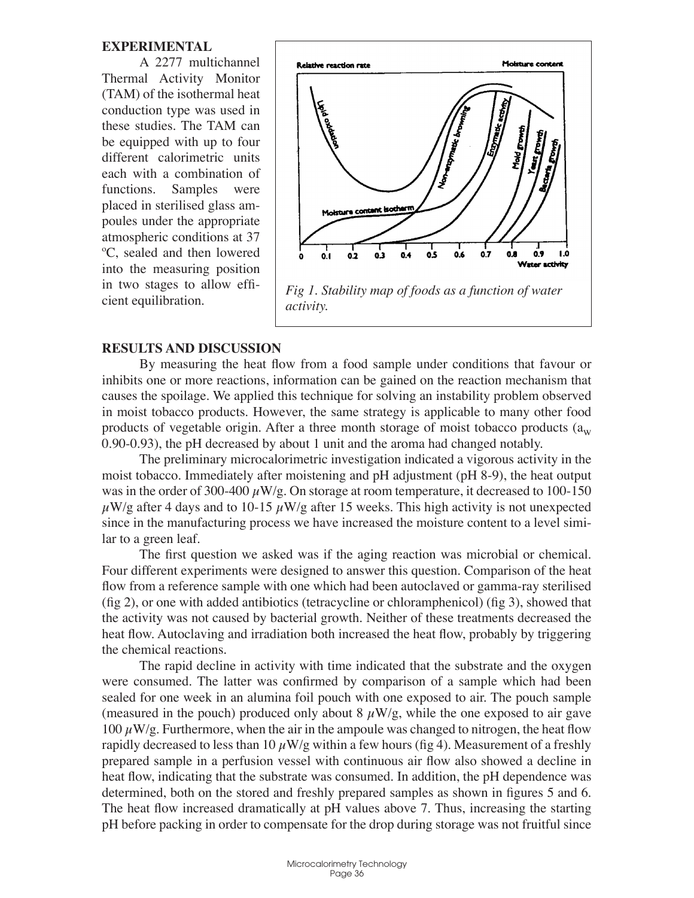## EXPERIMENTAL

A 2277 multichannel Thermal Activity Monitor (TAM) of the isothermal heat conduction type was used in these studies. The TAM can be equipped with up to four different calorimetric units each with a combination of functions. Samples were placed in sterilised glass ampoules under the appropriate atmospheric conditions at 37 ºC, sealed and then lowered into the measuring position in two stages to allow efficient equilibration.

*Fig 1. Stability map of foods as a function of water activity.*

## RESULTS AND DISCUSSION

By measuring the heat flow from a food sample under conditions that favour or inhibits one or more reactions, information can be gained on the reaction mechanism that causes the spoilage. We applied this technique for solving an instability problem observed in moist tobacco products. However, the same strategy is applicable to many other food products of vegetable origin. After a three month storage of moist tobacco products ($a_w$ 0.90-0.93), the pH decreased by about 1 unit and the aroma had changed notably.

The preliminary microcalorimetric investigation indicated a vigorous activity in the moist tobacco. Immediately after moistening and pH adjustment (pH 8-9), the heat output was in the order of 300-400 $\mu$W/g. On storage at room temperature, it decreased to 100-150 $\mu$W/g after 4 days and to 10-15 $\mu$W/g after 15 weeks. This high activity is not unexpected since in the manufacturing process we have increased the moisture content to a level similar to a green leaf.

The first question we asked was if the aging reaction was microbial or chemical. Four different experiments were designed to answer this question. Comparison of the heat flow from a reference sample with one which had been autoclaved or gamma-ray sterilised (fig 2), or one with added antibiotics (tetracycline or chloramphenicol) (fig 3), showed that the activity was not caused by bacterial growth. Neither of these treatments decreased the heat flow. Autoclaving and irradiation both increased the heat flow, probably by triggering the chemical reactions.

The rapid decline in activity with time indicated that the substrate and the oxygen were consumed. The latter was confirmed by comparison of a sample which had been sealed for one week in an alumina foil pouch with one exposed to air. The pouch sample (measured in the pouch) produced only about 8 $\mu$W/g, while the one exposed to air gave 100 $\mu$W/g. Furthermore, when the air in the ampoule was changed to nitrogen, the heat flow rapidly decreased to less than 10 $\mu$W/g within a few hours (fig 4). Measurement of a freshly prepared sample in a perfusion vessel with continuous air flow also showed a decline in heat flow, indicating that the substrate was consumed. In addition, the pH dependence was determined, both on the stored and freshly prepared samples as shown in figures 5 and 6. The heat flow increased dramatically at pH values above 7. Thus, increasing the starting pH before packing in order to compensate for the drop during storage was not fruitful since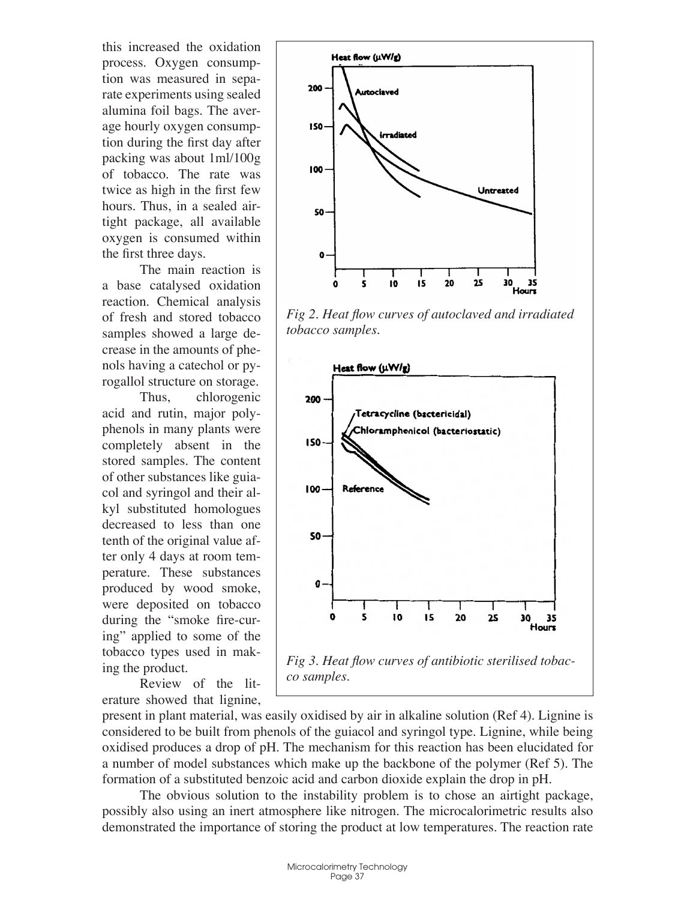this increased the oxidation process. Oxygen consumption was measured in separate experiments using sealed alumina foil bags. The average hourly oxygen consumption during the first day after packing was about 1ml/100g of tobacco. The rate was twice as high in the first few hours. Thus, in a sealed airtight package, all available oxygen is consumed within the first three days.

The main reaction is a base catalysed oxidation reaction. Chemical analysis of fresh and stored tobacco samples showed a large decrease in the amounts of phenols having a catechol or pyrogallol structure on storage.

Thus, chlorogenic acid and rutin, major polyphenols in many plants were completely absent in the stored samples. The content of other substances like guiacol and syringol and their alkyl substituted homologues decreased to less than one tenth of the original value after only 4 days at room temperature. These substances produced by wood smoke, were deposited on tobacco during the "smoke fire-curing" applied to some of the tobacco types used in making the product.

*Fig 2. Heat flow curves of autoclaved and irradiated tobacco samples.*

*Fig 3. Heat flow curves of antibiotic sterilised tobacco samples.*

Review of the literature showed that lignine, present in plant material, was easily oxidised by air in alkaline solution (Ref 4). Lignine is considered to be built from phenols of the guiacol and syringol type. Lignine, while being oxidised produces a drop of pH. The mechanism for this reaction has been elucidated for a number of model substances which make up the backbone of the polymer (Ref 5). The formation of a substituted benzoic acid and carbon dioxide explain the drop in pH.

The obvious solution to the instability problem is to chose an airtight package, possibly also using an inert atmosphere like nitrogen. The microcalorimetric results also demonstrated the importance of storing the product at low temperatures. The reaction rate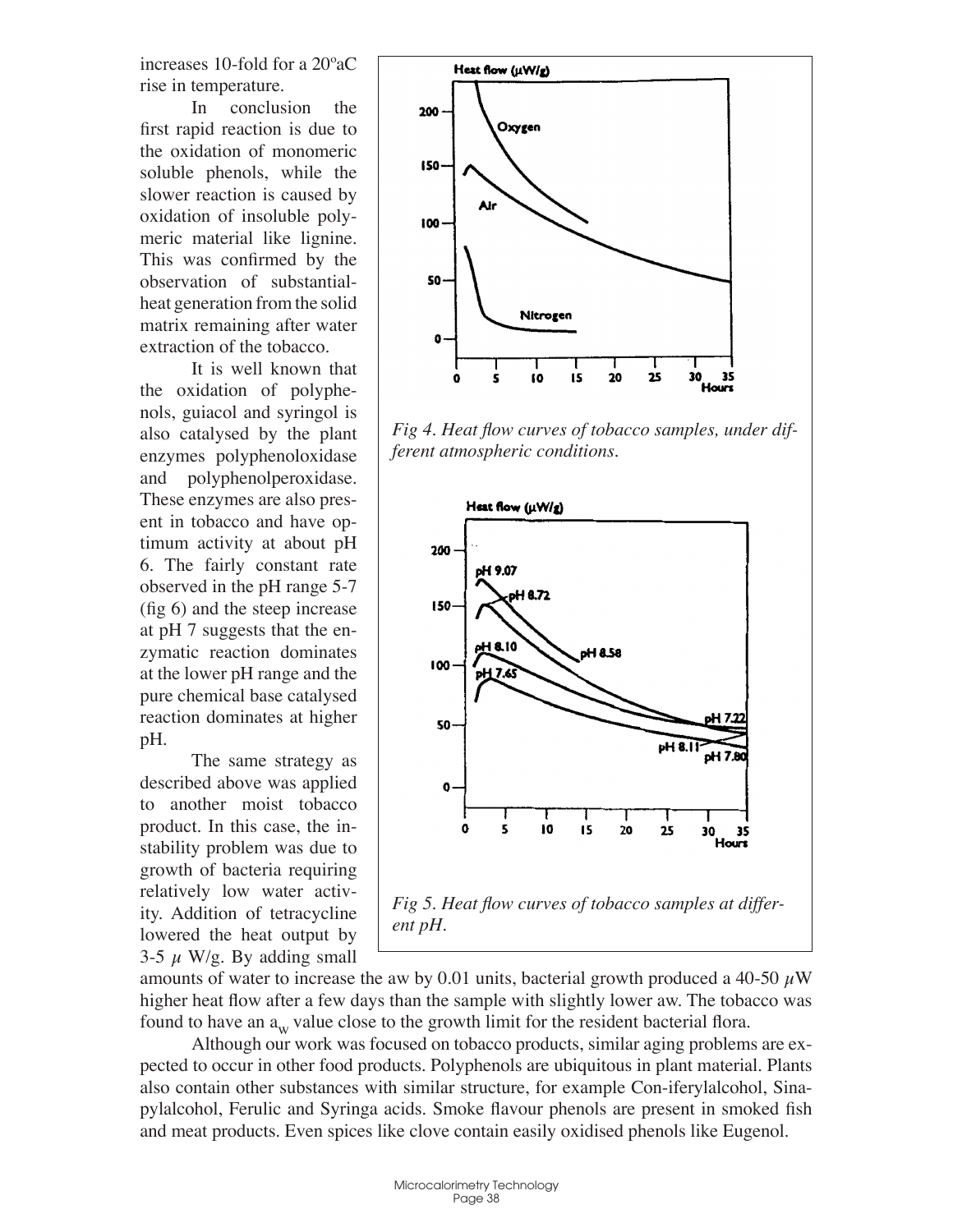increases 10-fold for a 20ºaC rise in temperature.

In conclusion the first rapid reaction is due to the oxidation of monomeric soluble phenols, while the slower reaction is caused by oxidation of insoluble polymeric material like lignine. This was confirmed by the observation of substantial-heat generation from the solid matrix remaining after water extraction of the tobacco.

It is well known that the oxidation of polyphenols, guiacol and syringol is also catalysed by the plant enzymes polyphenoloxidase and polyphenolperoxidase. These enzymes are also present in tobacco and have optimum activity at about pH 6. The fairly constant rate observed in the pH range 5-7 (fig 6) and the steep increase at pH 7 suggests that the enzymatic reaction dominates at the lower pH range and the pure chemical base catalysed reaction dominates at higher pH.

*Fig 4. Heat flow curves of tobacco samples, under different atmospheric conditions.*

*Fig 5. Heat flow curves of tobacco samples at different pH.*

The same strategy as described above was applied to another moist tobacco product. In this case, the instability problem was due to growth of bacteria requiring relatively low water activity. Addition of tetracycline lowered the heat output by 3-5 $\mu$ W/g. By adding small amounts of water to increase the aw by 0.01 units, bacterial growth produced a 40-50 $\mu$W higher heat flow after a few days than the sample with slightly lower aw. The tobacco was found to have an $a_w$ value close to the growth limit for the resident bacterial flora.

Although our work was focused on tobacco products, similar aging problems are expected to occur in other food products. Polyphenols are ubiquitous in plant material. Plants also contain other substances with similar structure, for example Con-iferylalcohol, Sinapylalcohol, Ferulic and Syringa acids. Smoke flavour phenols are present in smoked fish and meat products. Even spices like clove contain easily oxidised phenols like Eugenol.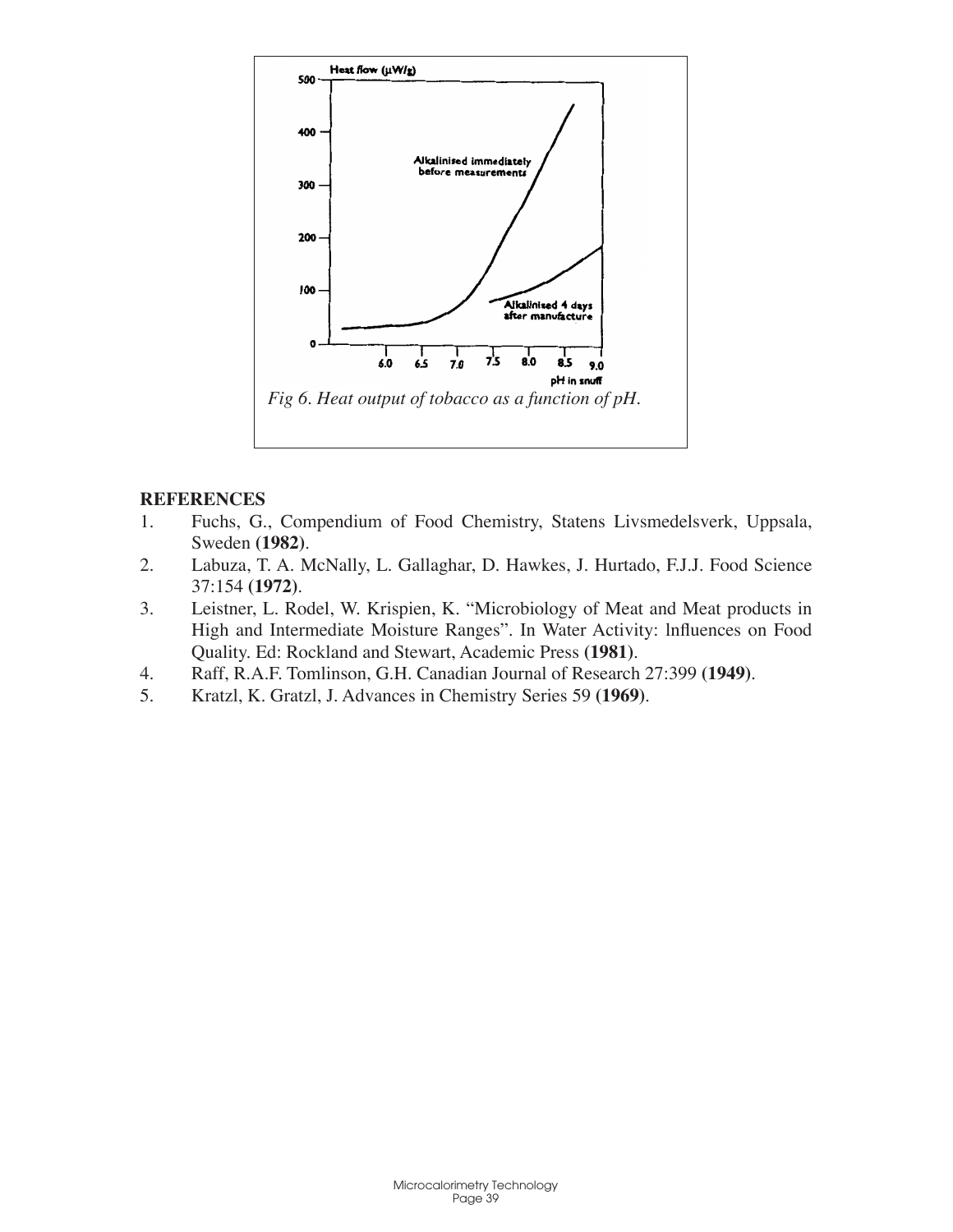Heat flow (μW/g)

500

400

300

200

100

0

Alkalinised immediately before measurements

Alkalinised 4 days after manufacture

6.0 6.5 7.0 7.5 8.0 8.5 9.0

pH in snuff

*Fig 6. Heat output of tobacco as a function of pH.*

## REFERENCES

1. Fuchs, G., Compendium of Food Chemistry, Statens Livsmedelsverk, Uppsala, Sweden **(1982)**.
2. Labuza, T. A. McNally, L. Gallaghar, D. Hawkes, J. Hurtado, F.J.J. Food Science 37:154 **(1972)**.
3. Leistner, L. Rodel, W. Krispien, K. "Microbiology of Meat and Meat products in High and Intermediate Moisture Ranges". In Water Activity: lnfluences on Food Quality. Ed: Rockland and Stewart, Academic Press **(1981)**.
4. Raff, R.A.F. Tomlinson, G.H. Canadian Journal of Research 27:399 **(1949)**.
5. Kratzl, K. Gratzl, J. Advances in Chemistry Series 59 **(1969)**.